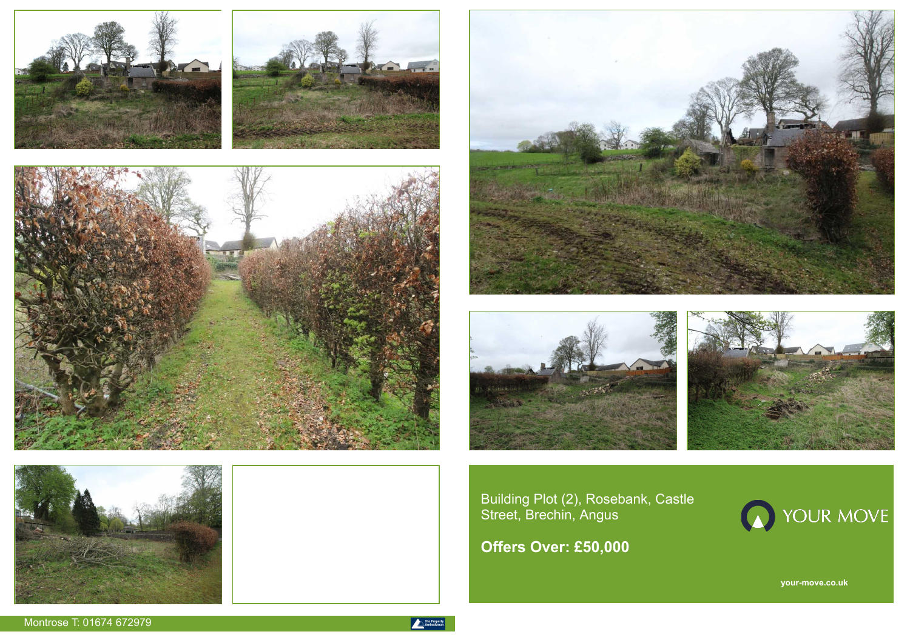Building Plot (2), Rosebank, Castle Street, Brechin, Angus

**Offers Over: £50,000**

YOUR MOVE

your-move.co.uk

Montrose T: 01674 672979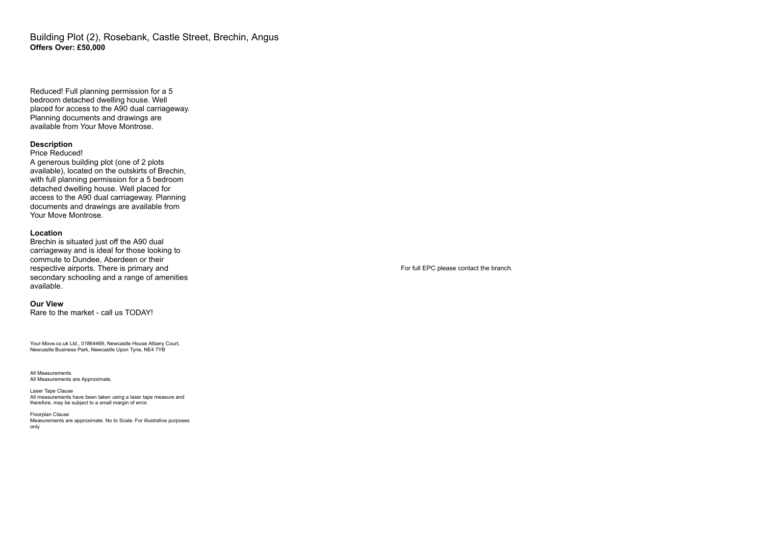# Building Plot (2), Rosebank, Castle Street, Brechin, Angus

**Offers Over: £50,000**

Reduced! Full planning permission for a 5 bedroom detached dwelling house. Well placed for access to the A90 dual carriageway. Planning documents and drawings are available from Your Move Montrose.

## Description

Price Reduced!

A generous building plot (one of 2 plots available), located on the outskirts of Brechin, with full planning permission for a 5 bedroom detached dwelling house. Well placed for access to the A90 dual carriageway. Planning documents and drawings are available from Your Move Montrose.

## Location

Brechin is situated just off the A90 dual carriageway and is ideal for those looking to commute to Dundee, Aberdeen or their respective airports. There is primary and secondary schooling and a range of amenities available.

## Our View

Rare to the market - call us TODAY!

Your-Move.co.uk Ltd., 01864469, Newcastle House Albany Court, Newcastle Business Park, Newcastle Upon Tyne, NE4 7YB

All Measurements
All Measurements are Approximate.

Laser Tape Clause
All measurements have been taken using a laser tape measure and therefore, may be subject to a small margin of error.

Floorplan Clause
Measurements are approximate. No to Scale. For illustrative purposes only.

For full EPC please contact the branch.